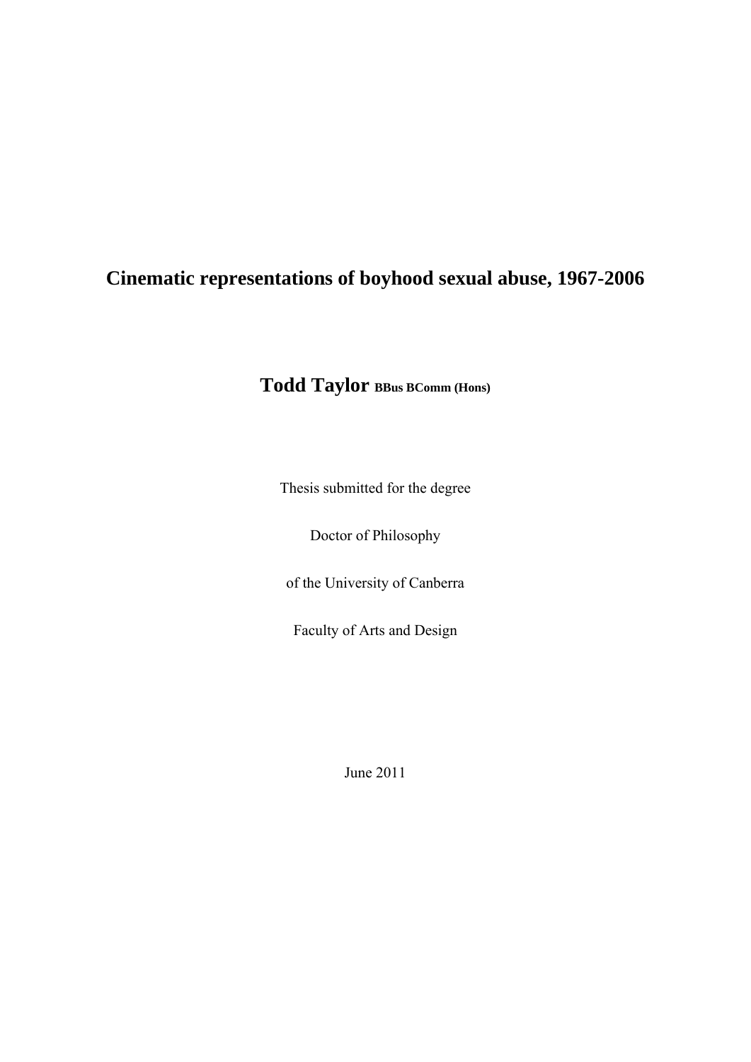# Cinematic representations of boyhood sexual abuse, 1967-2006

**Todd Taylor** **BBus BComm (Hons)**

Thesis submitted for the degree

Doctor of Philosophy

of the University of Canberra

Faculty of Arts and Design

June 2011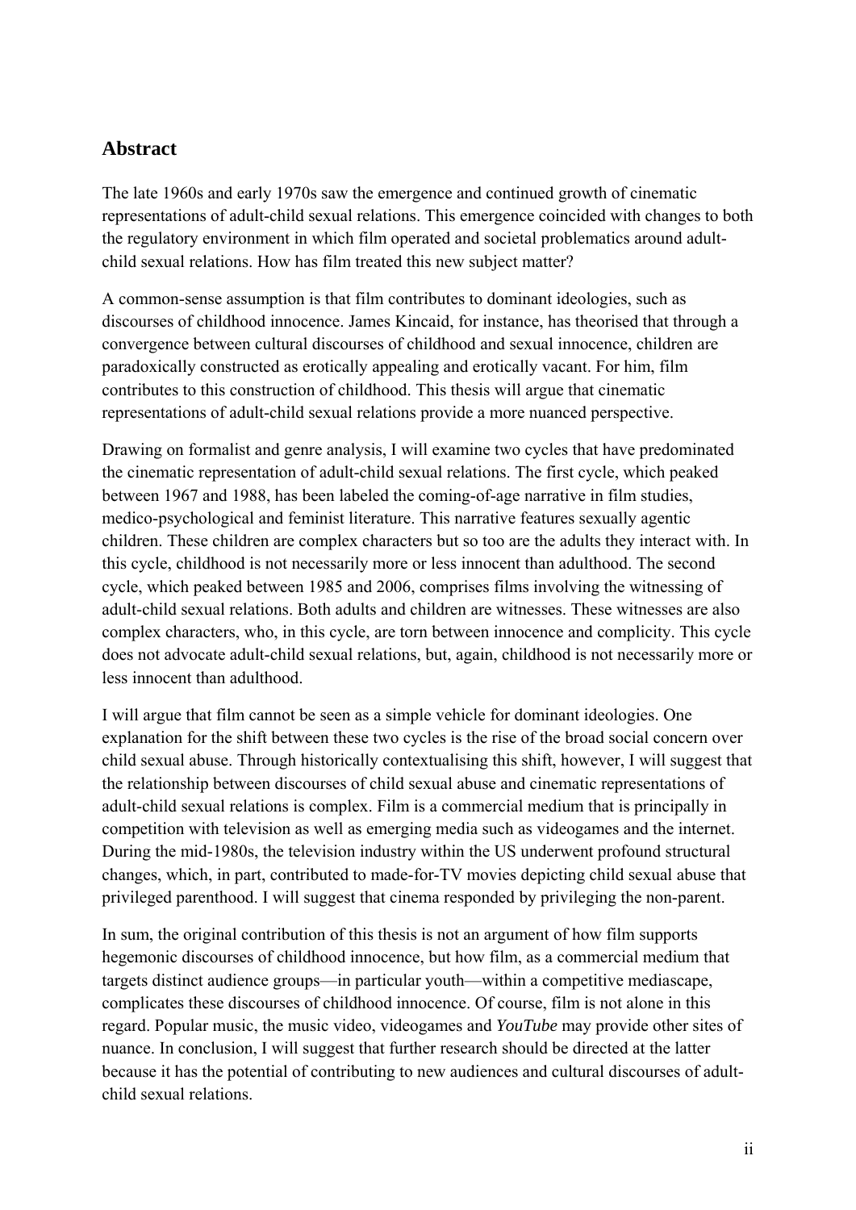## Abstract

The late 1960s and early 1970s saw the emergence and continued growth of cinematic representations of adult-child sexual relations. This emergence coincided with changes to both the regulatory environment in which film operated and societal problematics around adult-child sexual relations. How has film treated this new subject matter?

A common-sense assumption is that film contributes to dominant ideologies, such as discourses of childhood innocence. James Kincaid, for instance, has theorised that through a convergence between cultural discourses of childhood and sexual innocence, children are paradoxically constructed as erotically appealing and erotically vacant. For him, film contributes to this construction of childhood. This thesis will argue that cinematic representations of adult-child sexual relations provide a more nuanced perspective.

Drawing on formalist and genre analysis, I will examine two cycles that have predominated the cinematic representation of adult-child sexual relations. The first cycle, which peaked between 1967 and 1988, has been labeled the coming-of-age narrative in film studies, medico-psychological and feminist literature. This narrative features sexually agentic children. These children are complex characters but so too are the adults they interact with. In this cycle, childhood is not necessarily more or less innocent than adulthood. The second cycle, which peaked between 1985 and 2006, comprises films involving the witnessing of adult-child sexual relations. Both adults and children are witnesses. These witnesses are also complex characters, who, in this cycle, are torn between innocence and complicity. This cycle does not advocate adult-child sexual relations, but, again, childhood is not necessarily more or less innocent than adulthood.

I will argue that film cannot be seen as a simple vehicle for dominant ideologies. One explanation for the shift between these two cycles is the rise of the broad social concern over child sexual abuse. Through historically contextualising this shift, however, I will suggest that the relationship between discourses of child sexual abuse and cinematic representations of adult-child sexual relations is complex. Film is a commercial medium that is principally in competition with television as well as emerging media such as videogames and the internet. During the mid-1980s, the television industry within the US underwent profound structural changes, which, in part, contributed to made-for-TV movies depicting child sexual abuse that privileged parenthood. I will suggest that cinema responded by privileging the non-parent.

In sum, the original contribution of this thesis is not an argument of how film supports hegemonic discourses of childhood innocence, but how film, as a commercial medium that targets distinct audience groups—in particular youth—within a competitive mediascape, complicates these discourses of childhood innocence. Of course, film is not alone in this regard. Popular music, the music video, videogames and *YouTube* may provide other sites of nuance. In conclusion, I will suggest that further research should be directed at the latter because it has the potential of contributing to new audiences and cultural discourses of adult-child sexual relations.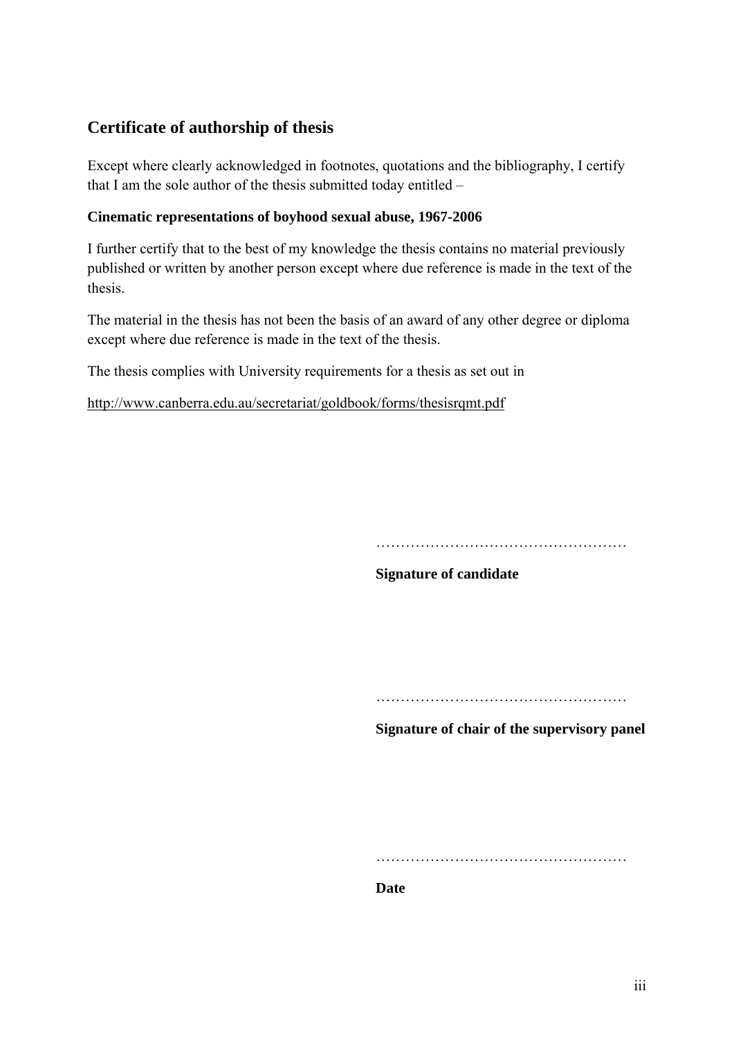## Certificate of authorship of thesis

Except where clearly acknowledged in footnotes, quotations and the bibliography, I certify that I am the sole author of the thesis submitted today entitled –

**Cinematic representations of boyhood sexual abuse, 1967-2006**

I further certify that to the best of my knowledge the thesis contains no material previously published or written by another person except where due reference is made in the text of the thesis.

The material in the thesis has not been the basis of an award of any other degree or diploma except where due reference is made in the text of the thesis.

The thesis complies with University requirements for a thesis as set out in

http://www.canberra.edu.au/secretariat/goldbook/forms/thesisrqmt.pdf

……………………………………………

**Signature of candidate**

……………………………………………

**Signature of chair of the supervisory panel**

……………………………………………

**Date**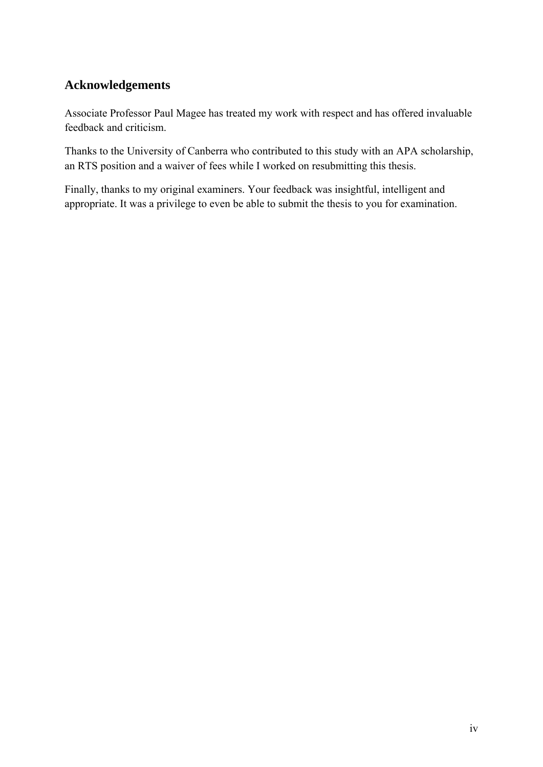## Acknowledgements

Associate Professor Paul Magee has treated my work with respect and has offered invaluable feedback and criticism.

Thanks to the University of Canberra who contributed to this study with an APA scholarship, an RTS position and a waiver of fees while I worked on resubmitting this thesis.

Finally, thanks to my original examiners. Your feedback was insightful, intelligent and appropriate. It was a privilege to even be able to submit the thesis to you for examination.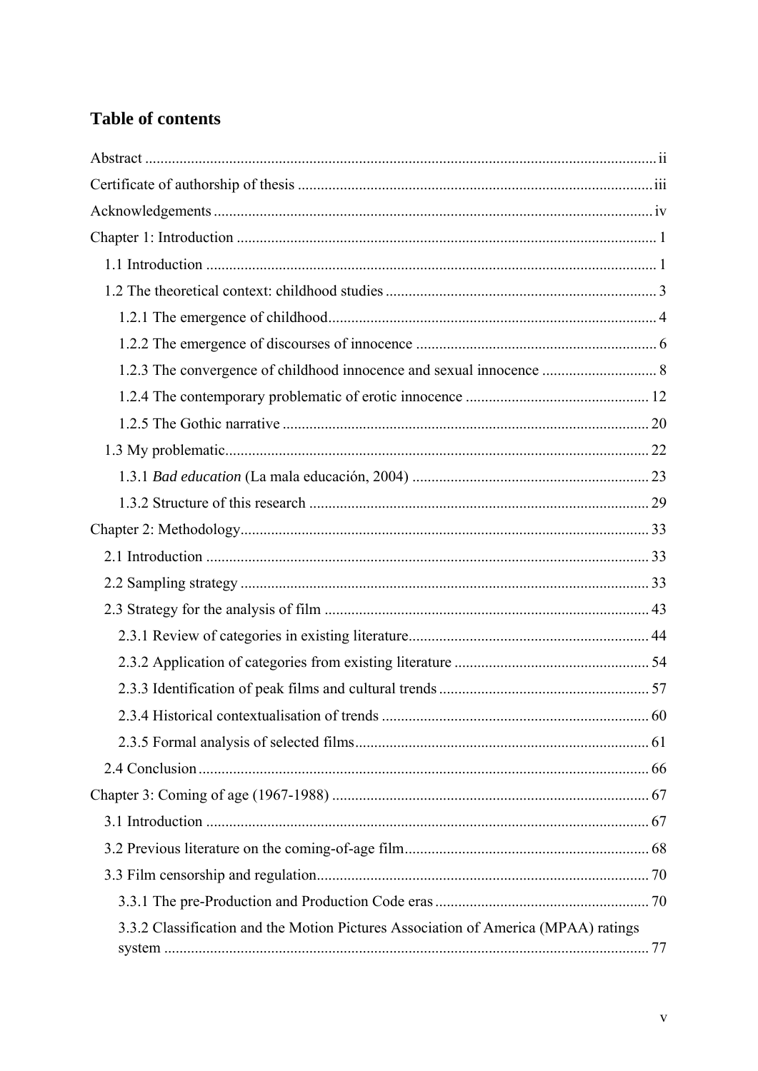# Table of contents

Abstract ..... ii
Certificate of authorship of thesis ..... iii
Acknowledgements ..... iv
Chapter 1: Introduction ..... 1
- 1.1 Introduction ..... 1
- 1.2 The theoretical context: childhood studies ..... 3
  - 1.2.1 The emergence of childhood ..... 4
  - 1.2.2 The emergence of discourses of innocence ..... 6
  - 1.2.3 The convergence of childhood innocence and sexual innocence ..... 8
  - 1.2.4 The contemporary problematic of erotic innocence ..... 12
  - 1.2.5 The Gothic narrative ..... 20
- 1.3 My problematic ..... 22
  - 1.3.1 *Bad education* (La mala educación, 2004) ..... 23
  - 1.3.2 Structure of this research ..... 29

Chapter 2: Methodology ..... 33
- 2.1 Introduction ..... 33
- 2.2 Sampling strategy ..... 33
- 2.3 Strategy for the analysis of film ..... 43
  - 2.3.1 Review of categories in existing literature ..... 44
  - 2.3.2 Application of categories from existing literature ..... 54
  - 2.3.3 Identification of peak films and cultural trends ..... 57
  - 2.3.4 Historical contextualisation of trends ..... 60
  - 2.3.5 Formal analysis of selected films ..... 61
- 2.4 Conclusion ..... 66

Chapter 3: Coming of age (1967-1988) ..... 67
- 3.1 Introduction ..... 67
- 3.2 Previous literature on the coming-of-age film ..... 68
- 3.3 Film censorship and regulation ..... 70
  - 3.3.1 The pre-Production and Production Code eras ..... 70
  - 3.3.2 Classification and the Motion Pictures Association of America (MPAA) ratings system ..... 77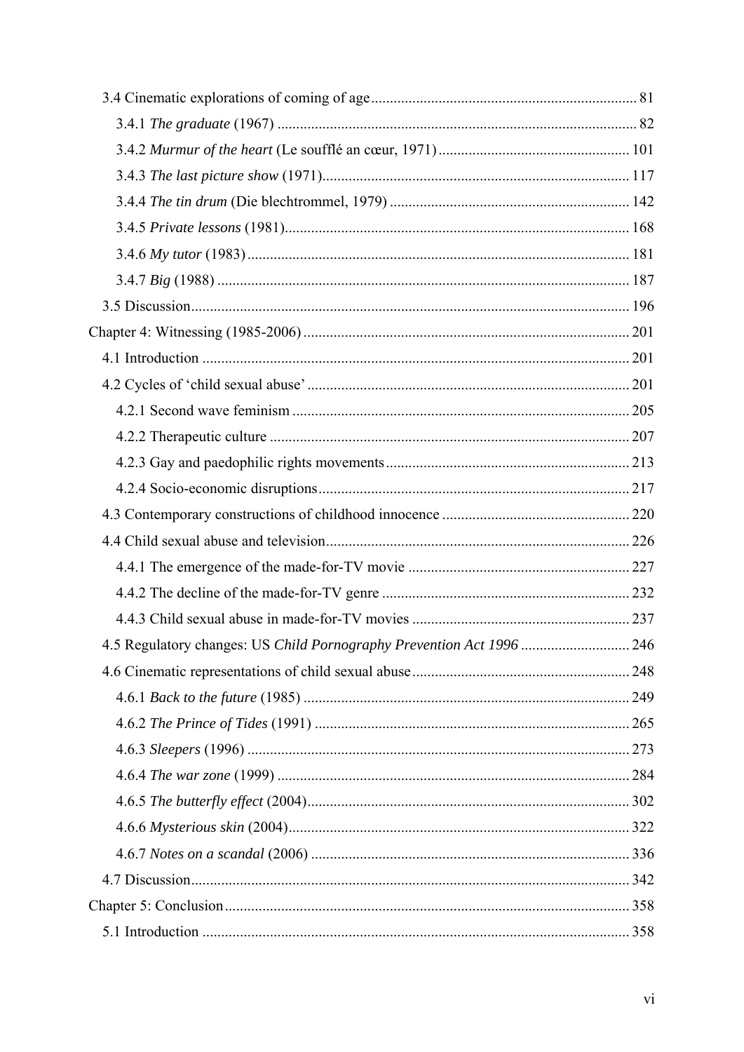3.4 Cinematic explorations of coming of age ... 81

3.4.1 *The graduate* (1967) ... 82

3.4.2 *Murmur of the heart* (Le soufflé an cœur, 1971) ... 101

3.4.3 *The last picture show* (1971) ... 117

3.4.4 *The tin drum* (Die blechtrommel, 1979) ... 142

3.4.5 *Private lessons* (1981) ... 168

3.4.6 *My tutor* (1983) ... 181

3.4.7 *Big* (1988) ... 187

3.5 Discussion ... 196

Chapter 4: Witnessing (1985-2006) ... 201

4.1 Introduction ... 201

4.2 Cycles of 'child sexual abuse' ... 201

4.2.1 Second wave feminism ... 205

4.2.2 Therapeutic culture ... 207

4.2.3 Gay and paedophilic rights movements ... 213

4.2.4 Socio-economic disruptions ... 217

4.3 Contemporary constructions of childhood innocence ... 220

4.4 Child sexual abuse and television ... 226

4.4.1 The emergence of the made-for-TV movie ... 227

4.4.2 The decline of the made-for-TV genre ... 232

4.4.3 Child sexual abuse in made-for-TV movies ... 237

4.5 Regulatory changes: US *Child Pornography Prevention Act 1996* ... 246

4.6 Cinematic representations of child sexual abuse ... 248

4.6.1 *Back to the future* (1985) ... 249

4.6.2 *The Prince of Tides* (1991) ... 265

4.6.3 *Sleepers* (1996) ... 273

4.6.4 *The war zone* (1999) ... 284

4.6.5 *The butterfly effect* (2004) ... 302

4.6.6 *Mysterious skin* (2004) ... 322

4.6.7 *Notes on a scandal* (2006) ... 336

4.7 Discussion ... 342

Chapter 5: Conclusion ... 358

5.1 Introduction ... 358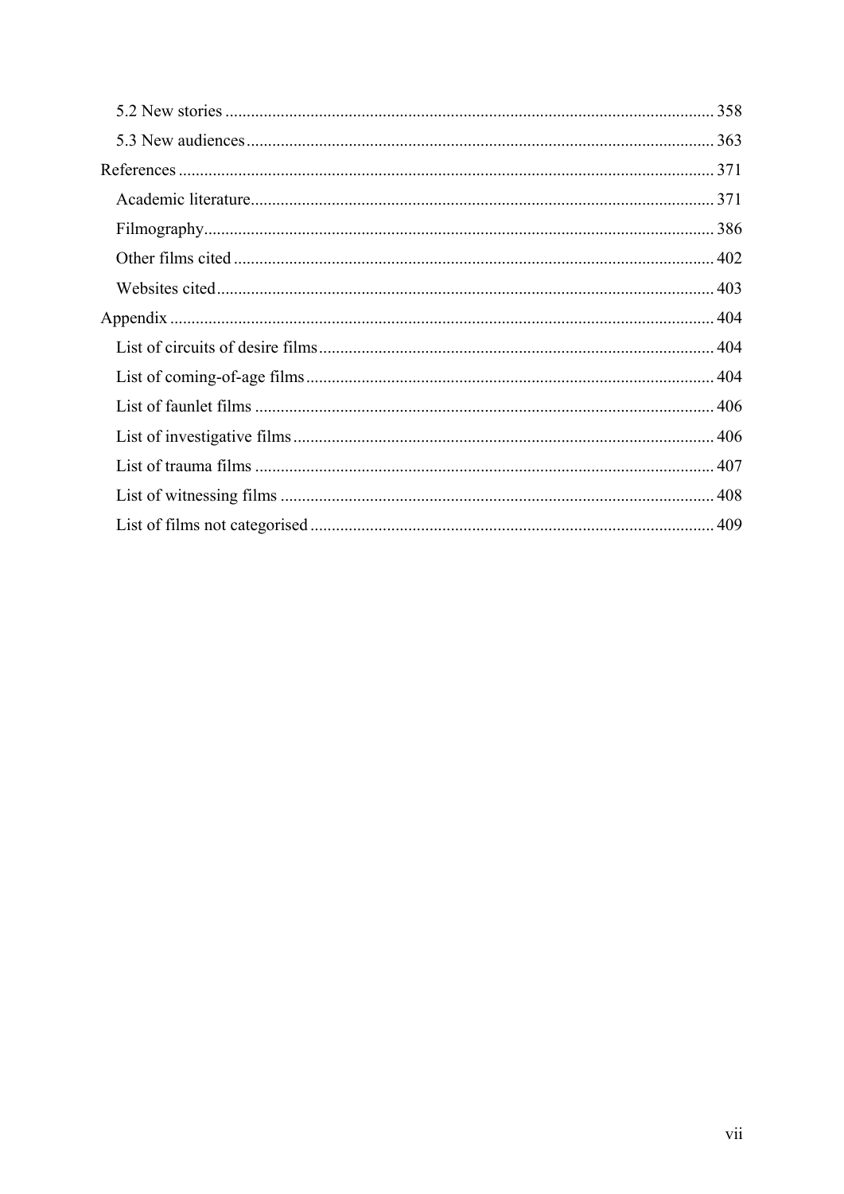- 5.2 New stories ........ 358
- 5.3 New audiences ........ 363

References ........ 371

- Academic literature ........ 371
- Filmography ........ 386
- Other films cited ........ 402
- Websites cited ........ 403

Appendix ........ 404

- List of circuits of desire films ........ 404
- List of coming-of-age films ........ 404
- List of faunlet films ........ 406
- List of investigative films ........ 406
- List of trauma films ........ 407
- List of witnessing films ........ 408
- List of films not categorised ........ 409